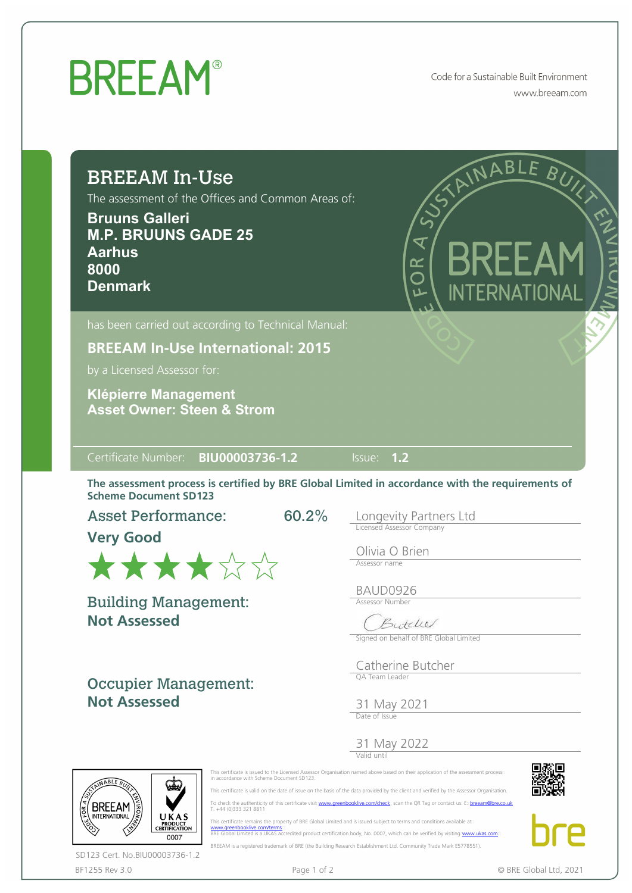# BREEAM®

Code for a Sustainable Built Environment
www.breeam.com

## BREEAM In-Use

The assessment of the Offices and Common Areas of:

**Bruuns Galleri**
**M.P. BRUUNS GADE 25**
**Aarhus**
**8000**
**Denmark**

has been carried out according to Technical Manual:

**BREEAM In-Use International: 2015**

by a Licensed Assessor for:

**Klépierre Management**
**Asset Owner: Steen & Strom**

Certificate Number: **BIU00003736-1.2** Issue: **1.2**

**The assessment process is certified by BRE Global Limited in accordance with the requirements of Scheme Document SD123**

**Asset Performance:** 60.2%
**Very Good**
★★★★☆☆

**Building Management:**
**Not Assessed**

**Occupier Management:**
**Not Assessed**

Longevity Partners Ltd
Licensed Assessor Company

Olivia O Brien
Assessor name

BAUD0926
Assessor Number

Signed on behalf of BRE Global Limited

Catherine Butcher
QA Team Leader

31 May 2021
Date of Issue

31 May 2022
Valid until

This certificate is issued to the Licensed Assessor Organisation named above based on their application of the assessment process in accordance with Scheme Document SD123.

This certificate is valid on the date of issue on the basis of the data provided by the client and verified by the Assessor Organisation.

To check the authenticity of this certificate visit www.greenbooklive.com/check, scan the QR Tag or contact us: E: breeam@bre.co.uk T. +44 (0)333 321 8811

This certificate remains the property of BRE Global Limited and is issued subject to terms and conditions available at www.greenbooklive.com/terms
BRE Global Limited is a UKAS accredited product certification body, No. 0007, which can be verified by visiting www.ukas.com

BREEAM is a registered trademark of BRE (the Building Research Establishment Ltd. Community Trade Mark E5778551).

UKAS PRODUCT CERTIFICATION 0007

SD123 Cert. No.BIU00003736-1.2

BF1255 Rev 3.0

© BRE Global Ltd, 2021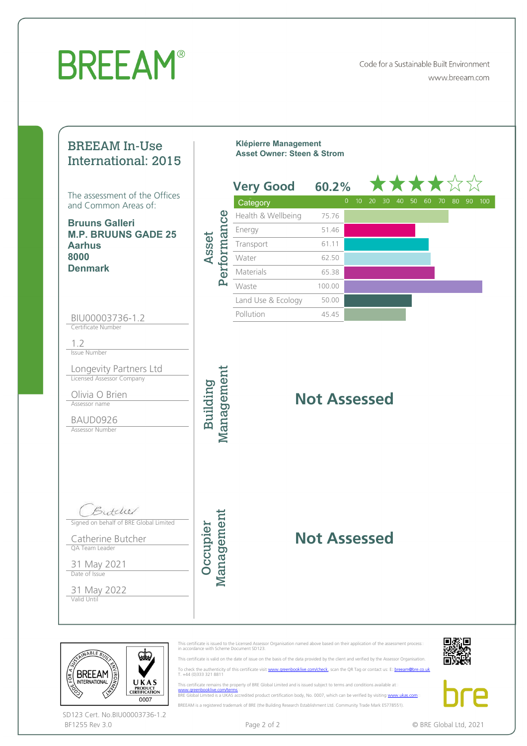# BREEAM®

Code for a Sustainable Built Environment
www.breeam.com

## BREEAM In-Use International: 2015

The assessment of the Offices and Common Areas of:

**Bruuns Galleri**
**M.P. BRUUNS GADE 25**
**Aarhus**
**8000**
**Denmark**

**Klépierre Management**
**Asset Owner: Steen & Strom**

### Asset Performance

**Very Good 60.2%** ★★★★☆☆

Category
0 10 20 30 40 50 60 70 80 90 100

Health & Wellbeing 75.76
Energy 51.46
Transport 61.11
Water 62.50
Materials 65.38
Waste 100.00
Land Use & Ecology 50.00
Pollution 45.45

### Building Management

**Not Assessed**

### Occupier Management

**Not Assessed**

BIU00003736-1.2
Certificate Number

1.2
Issue Number

Longevity Partners Ltd
Licensed Assessor Company

Olivia O Brien
Assessor name

BAUD0926
Assessor Number

Signed on behalf of BRE Global Limited

Catherine Butcher
QA Team Leader

31 May 2021
Date of Issue

31 May 2022
Valid Until

BREEAM International – Code for a Sustainable Built Environment

UKAS Product Certification 0007

This certificate is issued to the Licensed Assessor Organisation named above based on their application of the assessment process in accordance with Scheme Document SD123.

This certificate is valid on the date of issue on the basis of the data provided by the client and verified by the Assessor Organisation.

To check the authenticity of this certificate visit www.greenbooklive.com/check, scan the QR Tag or contact us: E: breeam@bre.co.uk T. +44 (0)333 321 8811

This certificate remains the property of BRE Global Limited and is issued subject to terms and conditions available at: www.greenbooklive.com/terms
BRE Global Limited is a UKAS accredited product certification body, No. 0007, which can be verified by visiting www.ukas.com

BREEAM is a registered trademark of BRE (the Building Research Establishment Ltd. Community Trade Mark E5778551).

bre

SD123 Cert. No.BIU00003736-1.2
BF1255 Rev 3.0

© BRE Global Ltd, 2021